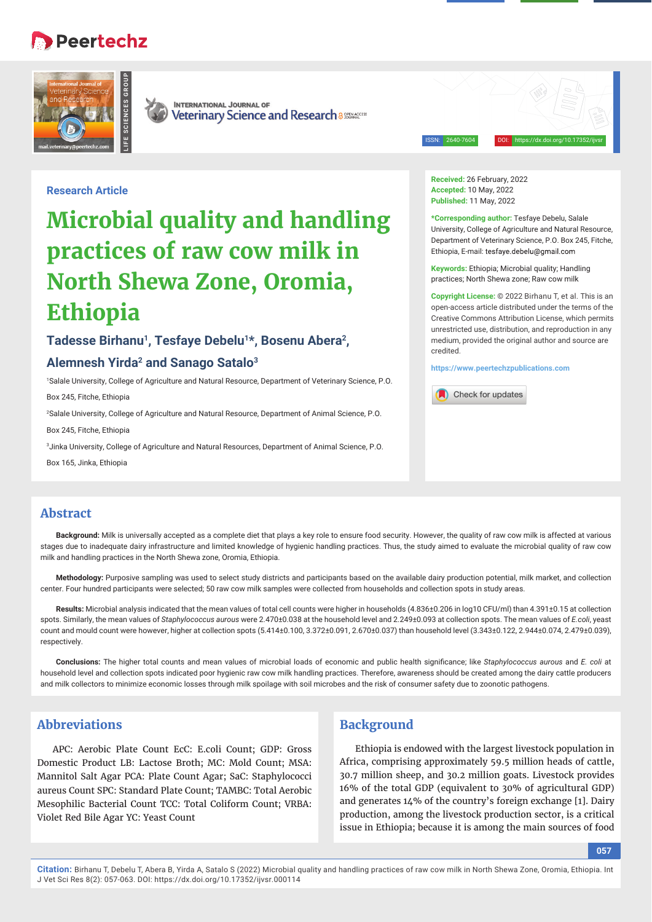Research Article

# Microbial quality and handling practices of raw cow milk in North Shewa Zone, Oromia, Ethiopia

**Tadesse Birhanu[1], Tesfaye Debelu[1]*, Bosenu Abera[2], Alemnesh Yirda[2] and Sanago Satalo[3]**

[1]Salale University, College of Agriculture and Natural Resource, Department of Veterinary Science, P.O. Box 245, Fitche, Ethiopia

[2]Salale University, College of Agriculture and Natural Resource, Department of Animal Science, P.O. Box 245, Fitche, Ethiopia

[3]Jinka University, College of Agriculture and Natural Resources, Department of Animal Science, P.O. Box 165, Jinka, Ethiopia

**Received:** 26 February, 2022
**Accepted:** 10 May, 2022
**Published:** 11 May, 2022

**\*Corresponding author:** Tesfaye Debelu, Salale University, College of Agriculture and Natural Resource, Department of Veterinary Science, P.O. Box 245, Fitche, Ethiopia, E-mail: tesfaye.debelu@gmail.com

**Keywords:** Ethiopia; Microbial quality; Handling practices; North Shewa zone; Raw cow milk

**Copyright License:** © 2022 Birhanu T, et al. This is an open-access article distributed under the terms of the Creative Commons Attribution License, which permits unrestricted use, distribution, and reproduction in any medium, provided the original author and source are credited.

https://www.peertechzpublications.com

## Abstract

**Background:** Milk is universally accepted as a complete diet that plays a key role to ensure food security. However, the quality of raw cow milk is affected at various stages due to inadequate dairy infrastructure and limited knowledge of hygienic handling practices. Thus, the study aimed to evaluate the microbial quality of raw cow milk and handling practices in the North Shewa zone, Oromia, Ethiopia.

**Methodology:** Purposive sampling was used to select study districts and participants based on the available dairy production potential, milk market, and collection center. Four hundred participants were selected; 50 raw cow milk samples were collected from households and collection spots in study areas.

**Results:** Microbial analysis indicated that the mean values of total cell counts were higher in households (4.836±0.206 in log10 CFU/ml) than 4.391±0.15 at collection spots. Similarly, the mean values of *Staphylococcus aurous* were 2.470±0.038 at the household level and 2.249±0.093 at collection spots. The mean values of *E.coli*, yeast count and mould count were however, higher at collection spots (5.414±0.100, 3.372±0.091, 2.670±0.037) than household level (3.343±0.122, 2.944±0.074, 2.479±0.039), respectively.

**Conclusions:** The higher total counts and mean values of microbial loads of economic and public health significance; like *Staphylococcus aurous* and *E. coli* at household level and collection spots indicated poor hygienic raw cow milk handling practices. Therefore, awareness should be created among the dairy cattle producers and milk collectors to minimize economic losses through milk spoilage with soil microbes and the risk of consumer safety due to zoonotic pathogens.

## Abbreviations

APC: Aerobic Plate Count EcC: E.coli Count; GDP: Gross Domestic Product LB: Lactose Broth; MC: Mold Count; MSA: Mannitol Salt Agar PCA: Plate Count Agar; SaC: Staphylococci aureus Count SPC: Standard Plate Count; TAMBC: Total Aerobic Mesophilic Bacterial Count TCC: Total Coliform Count; VRBA: Violet Red Bile Agar YC: Yeast Count

## Background

Ethiopia is endowed with the largest livestock population in Africa, comprising approximately 59.5 million heads of cattle, 30.7 million sheep, and 30.2 million goats. Livestock provides 16% of the total GDP (equivalent to 30% of agricultural GDP) and generates 14% of the country's foreign exchange [1]. Dairy production, among the livestock production sector, is a critical issue in Ethiopia; because it is among the main sources of food

**Citation:** Birhanu T, Debelu T, Abera B, Yirda A, Satalo S (2022) Microbial quality and handling practices of raw cow milk in North Shewa Zone, Oromia, Ethiopia. Int J Vet Sci Res 8(2): 057-063. DOI: https://dx.doi.org/10.17352/ijvsr.000114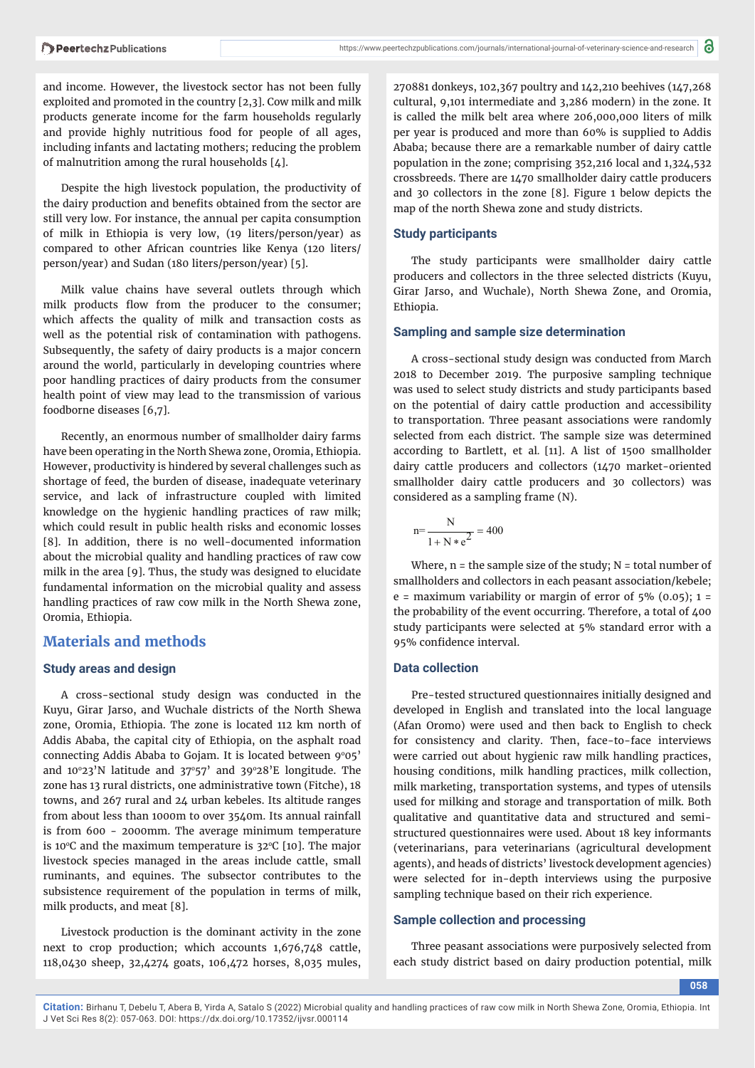and income. However, the livestock sector has not been fully exploited and promoted in the country [2,3]. Cow milk and milk products generate income for the farm households regularly and provide highly nutritious food for people of all ages, including infants and lactating mothers; reducing the problem of malnutrition among the rural households [4].

Despite the high livestock population, the productivity of the dairy production and benefits obtained from the sector are still very low. For instance, the annual per capita consumption of milk in Ethiopia is very low, (19 liters/person/year) as compared to other African countries like Kenya (120 liters/person/year) and Sudan (180 liters/person/year) [5].

Milk value chains have several outlets through which milk products flow from the producer to the consumer; which affects the quality of milk and transaction costs as well as the potential risk of contamination with pathogens. Subsequently, the safety of dairy products is a major concern around the world, particularly in developing countries where poor handling practices of dairy products from the consumer health point of view may lead to the transmission of various foodborne diseases [6,7].

Recently, an enormous number of smallholder dairy farms have been operating in the North Shewa zone, Oromia, Ethiopia. However, productivity is hindered by several challenges such as shortage of feed, the burden of disease, inadequate veterinary service, and lack of infrastructure coupled with limited knowledge on the hygienic handling practices of raw milk; which could result in public health risks and economic losses [8]. In addition, there is no well-documented information about the microbial quality and handling practices of raw cow milk in the area [9]. Thus, the study was designed to elucidate fundamental information on the microbial quality and assess handling practices of raw cow milk in the North Shewa zone, Oromia, Ethiopia.

## Materials and methods

### Study areas and design

A cross-sectional study design was conducted in the Kuyu, Girar Jarso, and Wuchale districts of the North Shewa zone, Oromia, Ethiopia. The zone is located 112 km north of Addis Ababa, the capital city of Ethiopia, on the asphalt road connecting Addis Ababa to Gojam. It is located between 9°05' and 10°23'N latitude and 37°57' and 39°28'E longitude. The zone has 13 rural districts, one administrative town (Fitche), 18 towns, and 267 rural and 24 urban kebeles. Its altitude ranges from about less than 1000m to over 3540m. Its annual rainfall is from 600 - 2000mm. The average minimum temperature is 10°C and the maximum temperature is 32°C [10]. The major livestock species managed in the areas include cattle, small ruminants, and equines. The subsector contributes to the subsistence requirement of the population in terms of milk, milk products, and meat [8].

Livestock production is the dominant activity in the zone next to crop production; which accounts 1,676,748 cattle, 118,0430 sheep, 32,4274 goats, 106,472 horses, 8,035 mules, 270881 donkeys, 102,367 poultry and 142,210 beehives (147,268 cultural, 9,101 intermediate and 3,286 modern) in the zone. It is called the milk belt area where 206,000,000 liters of milk per year is produced and more than 60% is supplied to Addis Ababa; because there are a remarkable number of dairy cattle population in the zone; comprising 352,216 local and 1,324,532 crossbreeds. There are 1470 smallholder dairy cattle producers and 30 collectors in the zone [8]. Figure 1 below depicts the map of the north Shewa zone and study districts.

### Study participants

The study participants were smallholder dairy cattle producers and collectors in the three selected districts (Kuyu, Girar Jarso, and Wuchale), North Shewa Zone, and Oromia, Ethiopia.

### Sampling and sample size determination

A cross-sectional study design was conducted from March 2018 to December 2019. The purposive sampling technique was used to select study districts and study participants based on the potential of dairy cattle production and accessibility to transportation. Three peasant associations were randomly selected from each district. The sample size was determined according to Bartlett, et al. [11]. A list of 1500 smallholder dairy cattle producers and collectors (1470 market-oriented smallholder dairy cattle producers and 30 collectors) was considered as a sampling frame (N).

$$n = \frac{N}{1 + N * e^2} = 400$$

Where, n = the sample size of the study; N = total number of smallholders and collectors in each peasant association/kebele; e = maximum variability or margin of error of 5% (0.05); 1 = the probability of the event occurring. Therefore, a total of 400 study participants were selected at 5% standard error with a 95% confidence interval.

### Data collection

Pre-tested structured questionnaires initially designed and developed in English and translated into the local language (Afan Oromo) were used and then back to English to check for consistency and clarity. Then, face-to-face interviews were carried out about hygienic raw milk handling practices, housing conditions, milk handling practices, milk collection, milk marketing, transportation systems, and types of utensils used for milking and storage and transportation of milk. Both qualitative and quantitative data and structured and semi-structured questionnaires were used. About 18 key informants (veterinarians, para veterinarians (agricultural development agents), and heads of districts' livestock development agencies) were selected for in-depth interviews using the purposive sampling technique based on their rich experience.

### Sample collection and processing

Three peasant associations were purposively selected from each study district based on dairy production potential, milk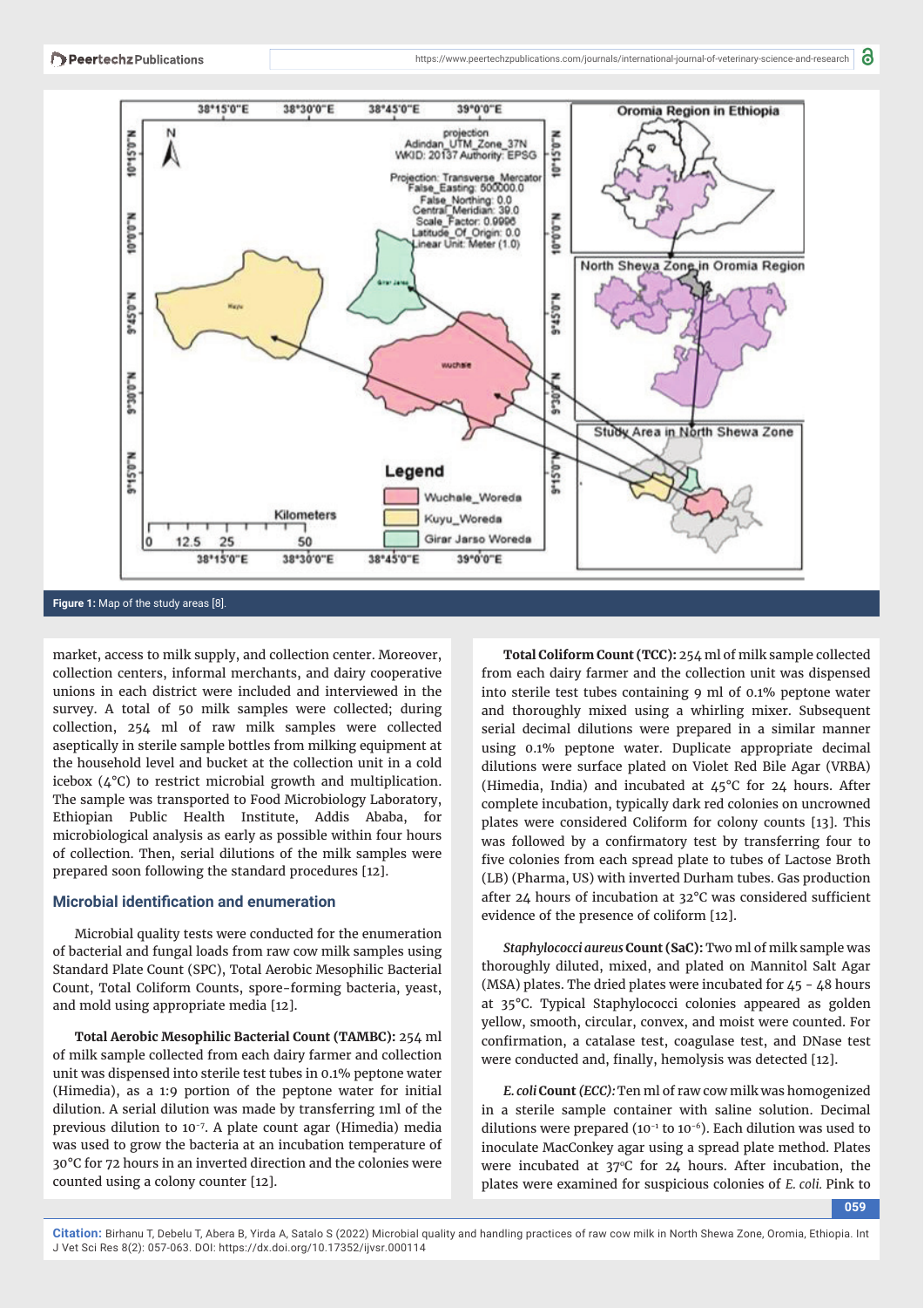Figure 1: Map of the study areas [8].

market, access to milk supply, and collection center. Moreover, collection centers, informal merchants, and dairy cooperative unions in each district were included and interviewed in the survey. A total of 50 milk samples were collected; during collection, 254 ml of raw milk samples were collected aseptically in sterile sample bottles from milking equipment at the household level and bucket at the collection unit in a cold icebox (4°C) to restrict microbial growth and multiplication. The sample was transported to Food Microbiology Laboratory, Ethiopian Public Health Institute, Addis Ababa, for microbiological analysis as early as possible within four hours of collection. Then, serial dilutions of the milk samples were prepared soon following the standard procedures [12].

## Microbial identification and enumeration

Microbial quality tests were conducted for the enumeration of bacterial and fungal loads from raw cow milk samples using Standard Plate Count (SPC), Total Aerobic Mesophilic Bacterial Count, Total Coliform Counts, spore-forming bacteria, yeast, and mold using appropriate media [12].

**Total Aerobic Mesophilic Bacterial Count (TAMBC):** 254 ml of milk sample collected from each dairy farmer and collection unit was dispensed into sterile test tubes in 0.1% peptone water (Himedia), as a 1:9 portion of the peptone water for initial dilution. A serial dilution was made by transferring 1ml of the previous dilution to $10^{-7}$. A plate count agar (Himedia) media was used to grow the bacteria at an incubation temperature of 30°C for 72 hours in an inverted direction and the colonies were counted using a colony counter [12].

**Total Coliform Count (TCC):** 254 ml of milk sample collected from each dairy farmer and the collection unit was dispensed into sterile test tubes containing 9 ml of 0.1% peptone water and thoroughly mixed using a whirling mixer. Subsequent serial decimal dilutions were prepared in a similar manner using 0.1% peptone water. Duplicate appropriate decimal dilutions were surface plated on Violet Red Bile Agar (VRBA) (Himedia, India) and incubated at 45°C for 24 hours. After complete incubation, typically dark red colonies on uncrowned plates were considered Coliform for colony counts [13]. This was followed by a confirmatory test by transferring four to five colonies from each spread plate to tubes of Lactose Broth (LB) (Pharma, US) with inverted Durham tubes. Gas production after 24 hours of incubation at 32°C was considered sufficient evidence of the presence of coliform [12].

***Staphylococci aureus* Count (SaC):** Two ml of milk sample was thoroughly diluted, mixed, and plated on Mannitol Salt Agar (MSA) plates. The dried plates were incubated for 45 - 48 hours at 35°C. Typical Staphylococci colonies appeared as golden yellow, smooth, circular, convex, and moist were counted. For confirmation, a catalase test, coagulase test, and DNase test were conducted and, finally, hemolysis was detected [12].

***E. coli* Count *(ECC)*:** Ten ml of raw cow milk was homogenized in a sterile sample container with saline solution. Decimal dilutions were prepared ($10^{-1}$ to $10^{-6}$). Each dilution was used to inoculate MacConkey agar using a spread plate method. Plates were incubated at 37°C for 24 hours. After incubation, the plates were examined for suspicious colonies of *E. coli.* Pink to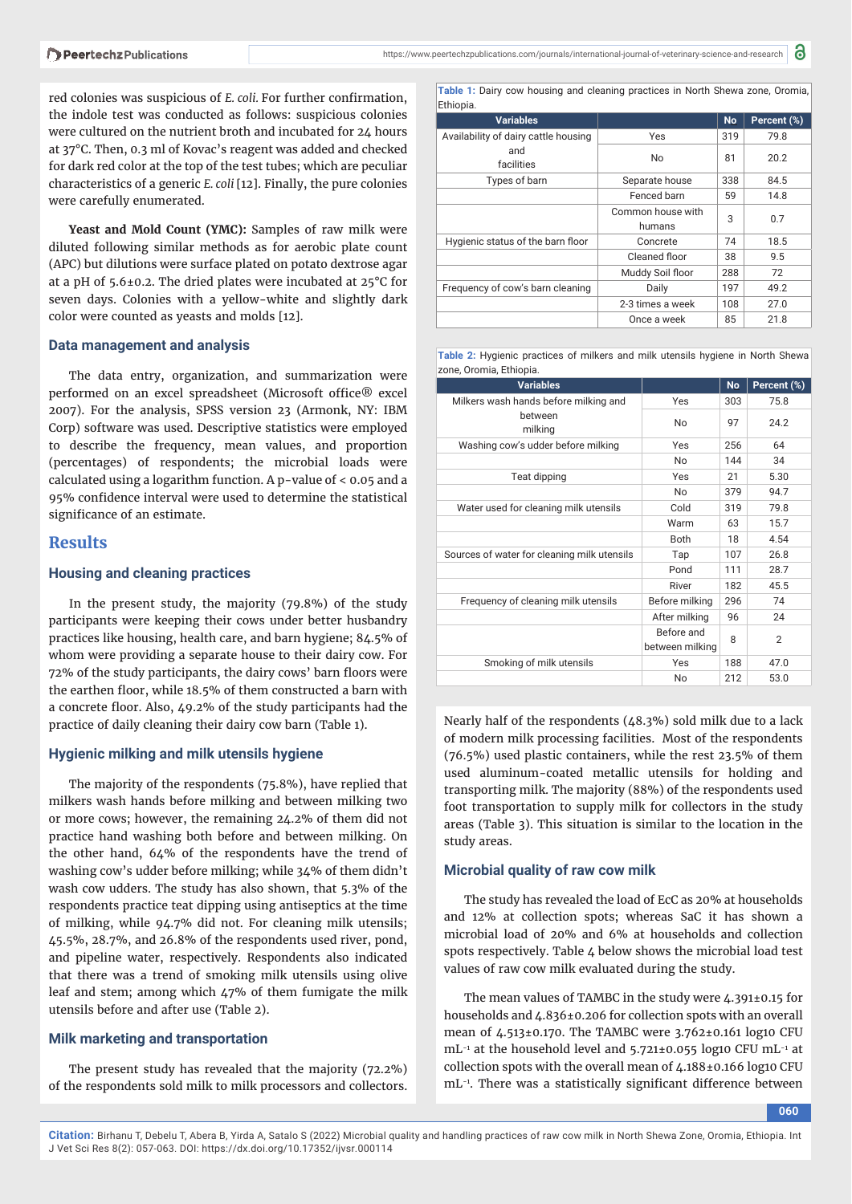red colonies was suspicious of *E. coli*. For further confirmation, the indole test was conducted as follows: suspicious colonies were cultured on the nutrient broth and incubated for 24 hours at 37°C. Then, 0.3 ml of Kovac's reagent was added and checked for dark red color at the top of the test tubes; which are peculiar characteristics of a generic *E. coli* [12]. Finally, the pure colonies were carefully enumerated.

**Yeast and Mold Count (YMC):** Samples of raw milk were diluted following similar methods as for aerobic plate count (APC) but dilutions were surface plated on potato dextrose agar at a pH of 5.6±0.2. The dried plates were incubated at 25°C for seven days. Colonies with a yellow-white and slightly dark color were counted as yeasts and molds [12].

### Data management and analysis

The data entry, organization, and summarization were performed on an excel spreadsheet (Microsoft office® excel 2007). For the analysis, SPSS version 23 (Armonk, NY: IBM Corp) software was used. Descriptive statistics were employed to describe the frequency, mean values, and proportion (percentages) of respondents; the microbial loads were calculated using a logarithm function. A p-value of < 0.05 and a 95% confidence interval were used to determine the statistical significance of an estimate.

## Results

### Housing and cleaning practices

In the present study, the majority (79.8%) of the study participants were keeping their cows under better husbandry practices like housing, health care, and barn hygiene; 84.5% of whom were providing a separate house to their dairy cow. For 72% of the study participants, the dairy cows' barn floors were the earthen floor, while 18.5% of them constructed a barn with a concrete floor. Also, 49.2% of the study participants had the practice of daily cleaning their dairy cow barn (Table 1).

### Hygienic milking and milk utensils hygiene

The majority of the respondents (75.8%), have replied that milkers wash hands before milking and between milking two or more cows; however, the remaining 24.2% of them did not practice hand washing both before and between milking. On the other hand, 64% of the respondents have the trend of washing cow's udder before milking; while 34% of them didn't wash cow udders. The study has also shown, that 5.3% of the respondents practice teat dipping using antiseptics at the time of milking, while 94.7% did not. For cleaning milk utensils; 45.5%, 28.7%, and 26.8% of the respondents used river, pond, and pipeline water, respectively. Respondents also indicated that there was a trend of smoking milk utensils using olive leaf and stem; among which 47% of them fumigate the milk utensils before and after use (Table 2).

### Milk marketing and transportation

The present study has revealed that the majority (72.2%) of the respondents sold milk to milk processors and collectors.

**Table 1:** Dairy cow housing and cleaning practices in North Shewa zone, Oromia, Ethiopia.

| Variables | | No | Percent (%) |
|---|---|---|---|
| Availability of dairy cattle housing and facilities | Yes | 319 | 79.8 |
| | No | 81 | 20.2 |
| Types of barn | Separate house | 338 | 84.5 |
| | Fenced barn | 59 | 14.8 |
| | Common house with humans | 3 | 0.7 |
| Hygienic status of the barn floor | Concrete | 74 | 18.5 |
| | Cleaned floor | 38 | 9.5 |
| | Muddy Soil floor | 288 | 72 |
| Frequency of cow's barn cleaning | Daily | 197 | 49.2 |
| | 2-3 times a week | 108 | 27.0 |
| | Once a week | 85 | 21.8 |

**Table 2:** Hygienic practices of milkers and milk utensils hygiene in North Shewa zone, Oromia, Ethiopia.

| Variables | | No | Percent (%) |
|---|---|---|---|
| Milkers wash hands before milking and between milking | Yes | 303 | 75.8 |
| | No | 97 | 24.2 |
| Washing cow's udder before milking | Yes | 256 | 64 |
| | No | 144 | 34 |
| Teat dipping | Yes | 21 | 5.30 |
| | No | 379 | 94.7 |
| Water used for cleaning milk utensils | Cold | 319 | 79.8 |
| | Warm | 63 | 15.7 |
| | Both | 18 | 4.54 |
| Sources of water for cleaning milk utensils | Tap | 107 | 26.8 |
| | Pond | 111 | 28.7 |
| | River | 182 | 45.5 |
| Frequency of cleaning milk utensils | Before milking | 296 | 74 |
| | After milking | 96 | 24 |
| | Before and between milking | 8 | 2 |
| Smoking of milk utensils | Yes | 188 | 47.0 |
| | No | 212 | 53.0 |

Nearly half of the respondents (48.3%) sold milk due to a lack of modern milk processing facilities. Most of the respondents (76.5%) used plastic containers, while the rest 23.5% of them used aluminum-coated metallic utensils for holding and transporting milk. The majority (88%) of the respondents used foot transportation to supply milk for collectors in the study areas (Table 3). This situation is similar to the location in the study areas.

### Microbial quality of raw cow milk

The study has revealed the load of EcC as 20% at households and 12% at collection spots; whereas SaC it has shown a microbial load of 20% and 6% at households and collection spots respectively. Table 4 below shows the microbial load test values of raw cow milk evaluated during the study.

The mean values of TAMBC in the study were 4.391±0.15 for households and 4.836±0.206 for collection spots with an overall mean of 4.513±0.170. The TAMBC were 3.762±0.161 log10 CFU $mL^{-1}$ at the household level and 5.721±0.055 log10 CFU $mL^{-1}$ at collection spots with the overall mean of 4.188±0.166 log10 CFU $mL^{-1}$. There was a statistically significant difference between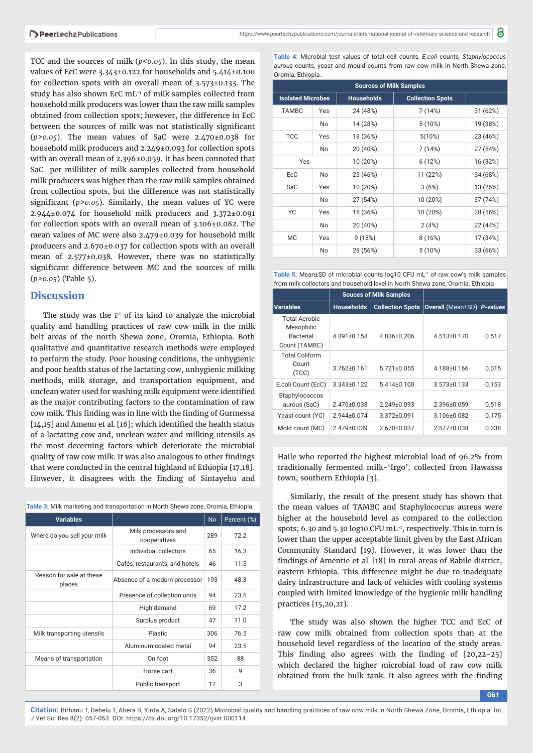TCC and the sources of milk ($p<0.05$). In this study, the mean values of EcC were 3.343±0.122 for households and 5.414±0.100 for collection spots with an overall mean of 3.573±0.133. The study has also shown EcC $mL^{-1}$ of milk samples collected from household milk producers was lower than the raw milk samples obtained from collection spots; however, the difference in EcC between the sources of milk was not statistically significant ($p>0.05$). The mean values of SaC were 2.470±0.038 for household milk producers and 2.249±0.093 for collection spots with an overall mean of 2.396±0.059. It has been connoted that SaC per milliliter of milk samples collected from household milk producers was higher than the raw milk samples obtained from collection spots, but the difference was not statistically significant ($p>0.05$). Similarly, the mean values of YC were 2.944±0.074 for household milk producers and 3.372±0.091 for collection spots with an overall mean of 3.106±0.082. The mean values of MC were also 2.479±0.039 for household milk producers and 2.670±0.037 for collection spots with an overall mean of 2.577±0.038. However, there was no statistically significant difference between MC and the sources of milk ($p>0.05$) (Table 5).

## Discussion

The study was the 1st of its kind to analyze the microbial quality and handling practices of raw cow milk in the milk belt areas of the north Shewa zone, Oromia, Ethiopia. Both qualitative and quantitative research methods were employed to perform the study. Poor housing conditions, the unhygienic and poor health status of the lactating cow, unhygienic milking methods, milk storage, and transportation equipment, and unclean water used for washing milk equipment were identified as the major contributing factors to the contamination of raw cow milk. This finding was in line with the finding of Gurmessa [14,15] and Amenu et al. [16]; which identified the health status of a lactating cow and, unclean water and milking utensils as the most decerning factors which deteriorate the microbial quality of raw cow milk. It was also analogous to other findings that were conducted in the central highland of Ethiopia [17,18]. However, it disagrees with the finding of Sintayehu and Haile who reported the highest microbial load of 96.2% from traditionally fermented milk-'Irgo', collected from Hawassa town, southern Ethiopia [3].

Similarly, the result of the present study has shown that the mean values of TAMBC and Staphylococcus aureus were higher at the household level as compared to the collection spots; 6.30 and 5.30 log10 CFU $mL^{-1}$, respectively. This in turn is lower than the upper acceptable limit given by the East African Community Standard [19]. However, it was lower than the findings of Amentie et al. [18] in rural areas of Babile district, eastern Ethiopia. This difference might be due to inadequate dairy infrastructure and lack of vehicles with cooling systems coupled with limited knowledge of the hygienic milk handling practices [15,20,21].

The study was also shown the higher TCC and EcC of raw cow milk obtained from collection spots than at the household level regardless of the location of the study areas. This finding also agrees with the finding of [20,22-25] which declared the higher microbial load of raw cow milk obtained from the bulk tank. It also agrees with the finding

**Table 3:** Milk marketing and transportation in North Shewa zone, Oromia, Ethiopia.

| Variables | | No | Percent (%) |
|---|---|---|---|
| Where do you sell your milk | Milk processors and cooperatives | 289 | 72.2 |
| | Individual collectors | 65 | 16.3 |
| | Cafés, restaurants, and hotels | 46 | 11.5 |
| Reason for sale at these places | Absence of a modern processor | 193 | 48.3 |
| | Presence of collection units | 94 | 23.5 |
| | High demand | 69 | 17.2 |
| | Surplus product | 47 | 11.0 |
| Milk transporting utensils | Plastic | 306 | 76.5 |
| | Aluminum coated metal | 94 | 23.5 |
| Means of transportation | On foot | 352 | 88 |
| | Horse cart | 36 | 9 |
| | Public transport | 12 | 3 |

**Table 4:** Microbial test values of total cell counts, *E.coli* counts, *Staphylococcus aurous* counts, yeast and mould counts from raw cow milk in North Shewa zone, Oromia, Ethiopia.

| | | Sources of Milk Samples | | |
|---|---|---|---|---|
| Isolated Microbes | | Households | Collection Spots | |
| TAMBC | Yes | 24 (48%) | 7 (14%) | 31 (62%) |
| | No | 14 (28%) | 5 (10%) | 19 (38%) |
| TCC | Yes | 18 (36%) | 5(10%) | 23 (46%) |
| | No | 20 (40%) | 7 (14%) | 27 (54%) |
| Yes | | 10 (20%) | 6 (12%) | 16 (32%) |
| EcC | No | 23 (46%) | 11 (22%) | 34 (68%) |
| SaC | Yes | 10 (20%) | 3 (6%) | 13 (26%) |
| | No | 27 (54%) | 10 (20%) | 37 (74%) |
| YC | Yes | 18 (36%) | 10 (20%) | 28 (56%) |
| | No | 20 (40%) | 2 (4%) | 22 (44%) |
| MC | Yes | 9 (18%) | 8 (16%) | 17 (34%) |
| | No | 28 (56%) | 5 (10%) | 33 (66%) |

**Table 5:** Mean±SD of microbial counts log10 CFU $mL^{-1}$ of raw cow's milk samples from milk collectors and household level in North Shewa zone, Oromia, Ethiopia

| | Souces of Milk Samples | | | |
|---|---|---|---|---|
| Variables | Households | Collection Spots | Overall (Mean±SD) | *P-values* |
| Total Aerobic Mesophilic Bacterial Count (TAMBC) | 4.391±0.158 | 4.836±0.206 | 4.513±0.170 | 0.517 |
| Total Coliform Count (TCC) | 3.762±0.161 | 5.721±0.055 | 4.188±0.166 | 0.015 |
| E.coli Count (EcC) | 3.343±0.122 | 5.414±0.100 | 3.573±0.133 | 0.153 |
| Staphylococcus aurous (SaC) | 2.470±0.038 | 2.249±0.093 | 2.396±0.059 | 0.518 |
| Yeast count (YC) | 2.944±0.074 | 3.372±0.091 | 3.106±0.082 | 0.175 |
| Mold count (MC) | 2.479±0.039 | 2.670±0.037 | 2.577±0.038 | 0.238 |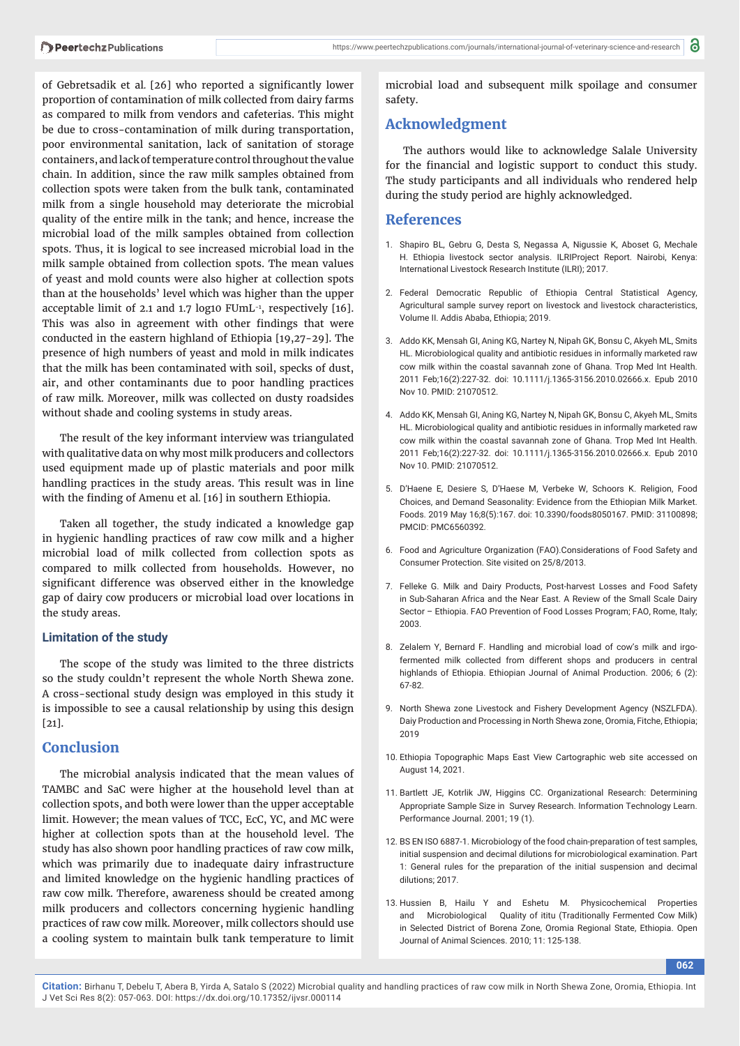of Gebretsadik et al. [26] who reported a significantly lower proportion of contamination of milk collected from dairy farms as compared to milk from vendors and cafeterias. This might be due to cross-contamination of milk during transportation, poor environmental sanitation, lack of sanitation of storage containers, and lack of temperature control throughout the value chain. In addition, since the raw milk samples obtained from collection spots were taken from the bulk tank, contaminated milk from a single household may deteriorate the microbial quality of the entire milk in the tank; and hence, increase the microbial load of the milk samples obtained from collection spots. Thus, it is logical to see increased microbial load in the milk sample obtained from collection spots. The mean values of yeast and mold counts were also higher at collection spots than at the households' level which was higher than the upper acceptable limit of 2.1 and 1.7 log10 FUmL$^{-1}$, respectively [16]. This was also in agreement with other findings that were conducted in the eastern highland of Ethiopia [19,27-29]. The presence of high numbers of yeast and mold in milk indicates that the milk has been contaminated with soil, specks of dust, air, and other contaminants due to poor handling practices of raw milk. Moreover, milk was collected on dusty roadsides without shade and cooling systems in study areas.

The result of the key informant interview was triangulated with qualitative data on why most milk producers and collectors used equipment made up of plastic materials and poor milk handling practices in the study areas. This result was in line with the finding of Amenu et al. [16] in southern Ethiopia.

Taken all together, the study indicated a knowledge gap in hygienic handling practices of raw cow milk and a higher microbial load of milk collected from collection spots as compared to milk collected from households. However, no significant difference was observed either in the knowledge gap of dairy cow producers or microbial load over locations in the study areas.

### Limitation of the study

The scope of the study was limited to the three districts so the study couldn't represent the whole North Shewa zone. A cross-sectional study design was employed in this study it is impossible to see a causal relationship by using this design [21].

## Conclusion

The microbial analysis indicated that the mean values of TAMBC and SaC were higher at the household level than at collection spots, and both were lower than the upper acceptable limit. However; the mean values of TCC, EcC, YC, and MC were higher at collection spots than at the household level. The study has also shown poor handling practices of raw cow milk, which was primarily due to inadequate dairy infrastructure and limited knowledge on the hygienic handling practices of raw cow milk. Therefore, awareness should be created among milk producers and collectors concerning hygienic handling practices of raw cow milk. Moreover, milk collectors should use a cooling system to maintain bulk tank temperature to limit microbial load and subsequent milk spoilage and consumer safety.

## Acknowledgment

The authors would like to acknowledge Salale University for the financial and logistic support to conduct this study. The study participants and all individuals who rendered help during the study period are highly acknowledged.

## References

1. Shapiro BL, Gebru G, Desta S, Negassa A, Nigussie K, Aboset G, Mechale H. Ethiopia livestock sector analysis. ILRIProject Report. Nairobi, Kenya: International Livestock Research Institute (ILRI); 2017.

2. Federal Democratic Republic of Ethiopia Central Statistical Agency, Agricultural sample survey report on livestock and livestock characteristics, Volume II. Addis Ababa, Ethiopia; 2019.

3. Addo KK, Mensah GI, Aning KG, Nartey N, Nipah GK, Bonsu C, Akyeh ML, Smits HL. Microbiological quality and antibiotic residues in informally marketed raw cow milk within the coastal savannah zone of Ghana. Trop Med Int Health. 2011 Feb;16(2):227-32. doi: 10.1111/j.1365-3156.2010.02666.x. Epub 2010 Nov 10. PMID: 21070512.

4. Addo KK, Mensah GI, Aning KG, Nartey N, Nipah GK, Bonsu C, Akyeh ML, Smits HL. Microbiological quality and antibiotic residues in informally marketed raw cow milk within the coastal savannah zone of Ghana. Trop Med Int Health. 2011 Feb;16(2):227-32. doi: 10.1111/j.1365-3156.2010.02666.x. Epub 2010 Nov 10. PMID: 21070512.

5. D'Haene E, Desiere S, D'Haese M, Verbeke W, Schoors K. Religion, Food Choices, and Demand Seasonality: Evidence from the Ethiopian Milk Market. Foods. 2019 May 16;8(5):167. doi: 10.3390/foods8050167. PMID: 31100898; PMCID: PMC6560392.

6. Food and Agriculture Organization (FAO).Considerations of Food Safety and Consumer Protection. Site visited on 25/8/2013.

7. Felleke G. Milk and Dairy Products, Post-harvest Losses and Food Safety in Sub-Saharan Africa and the Near East. A Review of the Small Scale Dairy Sector – Ethiopia. FAO Prevention of Food Losses Program; FAO, Rome, Italy; 2003.

8. Zelalem Y, Bernard F. Handling and microbial load of cow's milk and irgo-fermented milk collected from different shops and producers in central highlands of Ethiopia. Ethiopian Journal of Animal Production. 2006; 6 (2): 67-82.

9. North Shewa zone Livestock and Fishery Development Agency (NSZLFDA). Daiy Production and Processing in North Shewa zone, Oromia, Fitche, Ethiopia; 2019

10. Ethiopia Topographic Maps East View Cartographic web site accessed on August 14, 2021.

11. Bartlett JE, Kotrlik JW, Higgins CC. Organizational Research: Determining Appropriate Sample Size in Survey Research. Information Technology Learn. Performance Journal. 2001; 19 (1).

12. BS EN ISO 6887-1. Microbiology of the food chain-preparation of test samples, initial suspension and decimal dilutions for microbiological examination. Part 1: General rules for the preparation of the initial suspension and decimal dilutions; 2017.

13. Hussien B, Hailu Y and Eshetu M. Physicochemical Properties and Microbiological Quality of ititu (Traditionally Fermented Cow Milk) in Selected District of Borena Zone, Oromia Regional State, Ethiopia. Open Journal of Animal Sciences. 2010; 11: 125-138.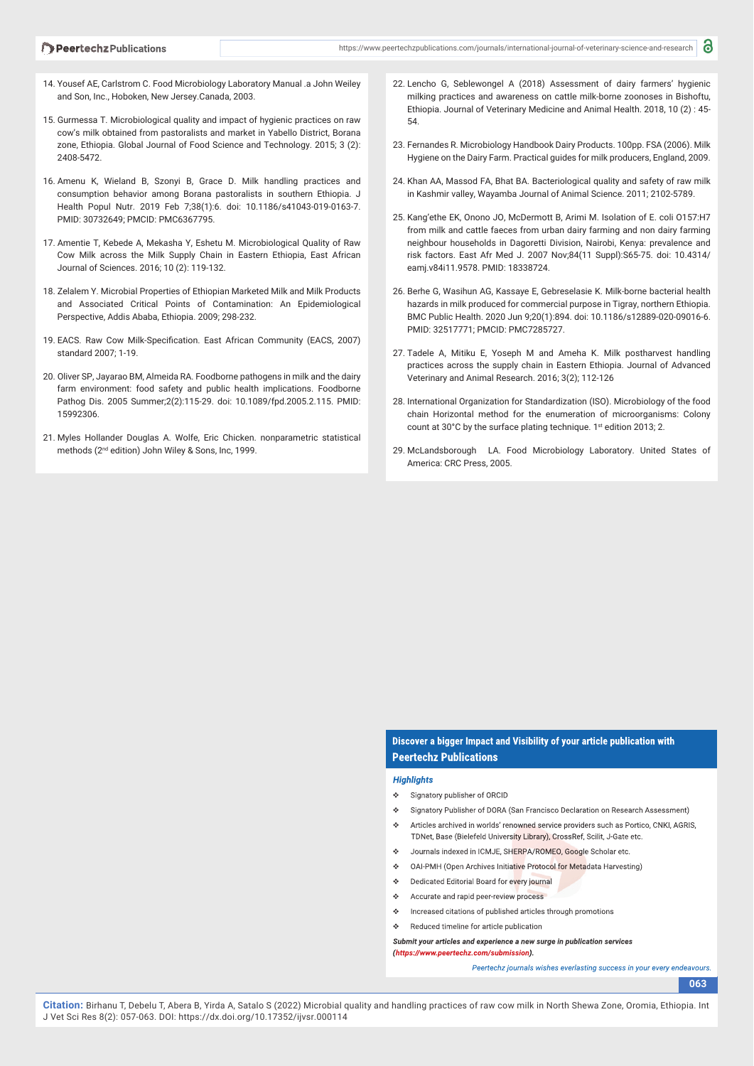14. Yousef AE, Carlstrom C. Food Microbiology Laboratory Manual .a John Weiley and Son, Inc., Hoboken, New Jersey.Canada, 2003.

15. Gurmessa T. Microbiological quality and impact of hygienic practices on raw cow's milk obtained from pastoralists and market in Yabello District, Borana zone, Ethiopia. Global Journal of Food Science and Technology. 2015; 3 (2): 2408-5472.

16. Amenu K, Wieland B, Szonyi B, Grace D. Milk handling practices and consumption behavior among Borana pastoralists in southern Ethiopia. J Health Popul Nutr. 2019 Feb 7;38(1):6. doi: 10.1186/s41043-019-0163-7. PMID: 30732649; PMCID: PMC6367795.

17. Amentie T, Kebede A, Mekasha Y, Eshetu M. Microbiological Quality of Raw Cow Milk across the Milk Supply Chain in Eastern Ethiopia, East African Journal of Sciences. 2016; 10 (2): 119-132.

18. Zelalem Y. Microbial Properties of Ethiopian Marketed Milk and Milk Products and Associated Critical Points of Contamination: An Epidemiological Perspective, Addis Ababa, Ethiopia. 2009; 298-232.

19. EACS. Raw Cow Milk-Specification. East African Community (EACS, 2007) standard 2007; 1-19.

20. Oliver SP, Jayarao BM, Almeida RA. Foodborne pathogens in milk and the dairy farm environment: food safety and public health implications. Foodborne Pathog Dis. 2005 Summer;2(2):115-29. doi: 10.1089/fpd.2005.2.115. PMID: 15992306.

21. Myles Hollander Douglas A. Wolfe, Eric Chicken. nonparametric statistical methods (2nd edition) John Wiley & Sons, Inc, 1999.

22. Lencho G, Seblewongel A (2018) Assessment of dairy farmers' hygienic milking practices and awareness on cattle milk-borne zoonoses in Bishoftu, Ethiopia. Journal of Veterinary Medicine and Animal Health. 2018, 10 (2) : 45-54.

23. Fernandes R. Microbiology Handbook Dairy Products. 100pp. FSA (2006). Milk Hygiene on the Dairy Farm. Practical guides for milk producers, England, 2009.

24. Khan AA, Massod FA, Bhat BA. Bacteriological quality and safety of raw milk in Kashmir valley, Wayamba Journal of Animal Science. 2011; 2102-5789.

25. Kang'ethe EK, Onono JO, McDermott B, Arimi M. Isolation of E. coli O157:H7 from milk and cattle faeces from urban dairy farming and non dairy farming neighbour households in Dagoretti Division, Nairobi, Kenya: prevalence and risk factors. East Afr Med J. 2007 Nov;84(11 Suppl):S65-75. doi: 10.4314/eamj.v84i11.9578. PMID: 18338724.

26. Berhe G, Wasihun AG, Kassaye E, Gebreselasie K. Milk-borne bacterial health hazards in milk produced for commercial purpose in Tigray, northern Ethiopia. BMC Public Health. 2020 Jun 9;20(1):894. doi: 10.1186/s12889-020-09016-6. PMID: 32517771; PMCID: PMC7285727.

27. Tadele A, Mitiku E, Yoseph M and Ameha K. Milk postharvest handling practices across the supply chain in Eastern Ethiopia. Journal of Advanced Veterinary and Animal Research. 2016; 3(2); 112-126

28. International Organization for Standardization (ISO). Microbiology of the food chain Horizontal method for the enumeration of microorganisms: Colony count at 30°C by the surface plating technique. 1st edition 2013; 2.

29. McLandsborough LA. Food Microbiology Laboratory. United States of America: CRC Press, 2005.

**Discover a bigger Impact and Visibility of your article publication with Peertechz Publications**

***Highlights***

- Signatory publisher of ORCID
- Signatory Publisher of DORA (San Francisco Declaration on Research Assessment)
- Articles archived in worlds' renowned service providers such as Portico, CNKI, AGRIS, TDNet, Base (Bielefeld University Library), CrossRef, Scilit, J-Gate etc.
- Journals indexed in ICMJE, SHERPA/ROMEO, Google Scholar etc.
- OAI-PMH (Open Archives Initiative Protocol for Metadata Harvesting)
- Dedicated Editorial Board for every journal
- Accurate and rapid peer-review process
- Increased citations of published articles through promotions
- Reduced timeline for article publication

***Submit your articles and experience a new surge in publication services (https://www.peertechz.com/submission).***

*Peertechz journals wishes everlasting success in your every endeavours.*